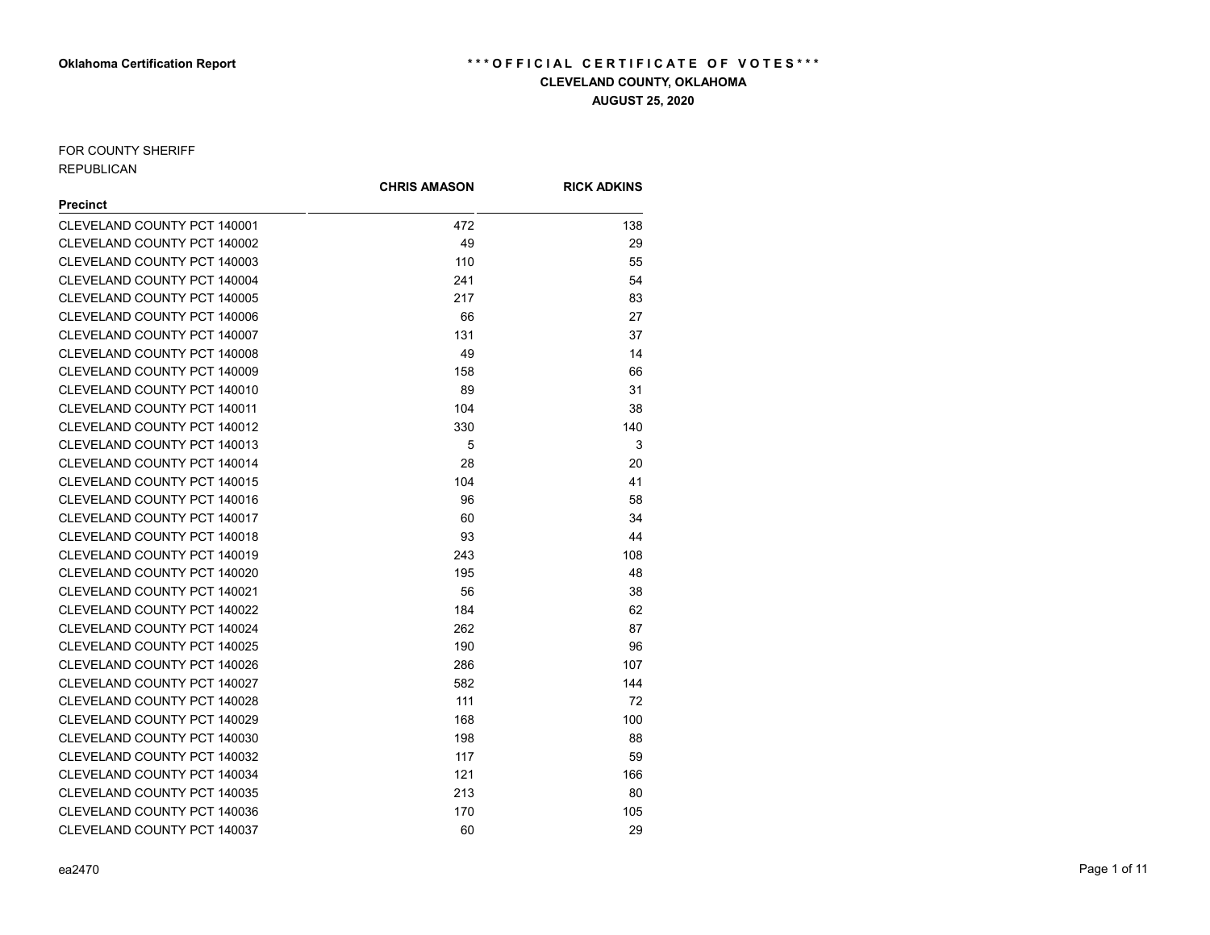**Oklahoma Certification Report**

**\*\*\* OFFICIAL CERTIFICATE OF VOTES \*\*\***

**CLEVELAND COUNTY, OKLAHOMA**

**AUGUST 25, 2020**

FOR COUNTY SHERIFF

REPUBLICAN

| Precinct | CHRIS AMASON | RICK ADKINS |
|---|---|---|
| CLEVELAND COUNTY PCT 140001 | 472 | 138 |
| CLEVELAND COUNTY PCT 140002 | 49 | 29 |
| CLEVELAND COUNTY PCT 140003 | 110 | 55 |
| CLEVELAND COUNTY PCT 140004 | 241 | 54 |
| CLEVELAND COUNTY PCT 140005 | 217 | 83 |
| CLEVELAND COUNTY PCT 140006 | 66 | 27 |
| CLEVELAND COUNTY PCT 140007 | 131 | 37 |
| CLEVELAND COUNTY PCT 140008 | 49 | 14 |
| CLEVELAND COUNTY PCT 140009 | 158 | 66 |
| CLEVELAND COUNTY PCT 140010 | 89 | 31 |
| CLEVELAND COUNTY PCT 140011 | 104 | 38 |
| CLEVELAND COUNTY PCT 140012 | 330 | 140 |
| CLEVELAND COUNTY PCT 140013 | 5 | 3 |
| CLEVELAND COUNTY PCT 140014 | 28 | 20 |
| CLEVELAND COUNTY PCT 140015 | 104 | 41 |
| CLEVELAND COUNTY PCT 140016 | 96 | 58 |
| CLEVELAND COUNTY PCT 140017 | 60 | 34 |
| CLEVELAND COUNTY PCT 140018 | 93 | 44 |
| CLEVELAND COUNTY PCT 140019 | 243 | 108 |
| CLEVELAND COUNTY PCT 140020 | 195 | 48 |
| CLEVELAND COUNTY PCT 140021 | 56 | 38 |
| CLEVELAND COUNTY PCT 140022 | 184 | 62 |
| CLEVELAND COUNTY PCT 140024 | 262 | 87 |
| CLEVELAND COUNTY PCT 140025 | 190 | 96 |
| CLEVELAND COUNTY PCT 140026 | 286 | 107 |
| CLEVELAND COUNTY PCT 140027 | 582 | 144 |
| CLEVELAND COUNTY PCT 140028 | 111 | 72 |
| CLEVELAND COUNTY PCT 140029 | 168 | 100 |
| CLEVELAND COUNTY PCT 140030 | 198 | 88 |
| CLEVELAND COUNTY PCT 140032 | 117 | 59 |
| CLEVELAND COUNTY PCT 140034 | 121 | 166 |
| CLEVELAND COUNTY PCT 140035 | 213 | 80 |
| CLEVELAND COUNTY PCT 140036 | 170 | 105 |
| CLEVELAND COUNTY PCT 140037 | 60 | 29 |

ea2470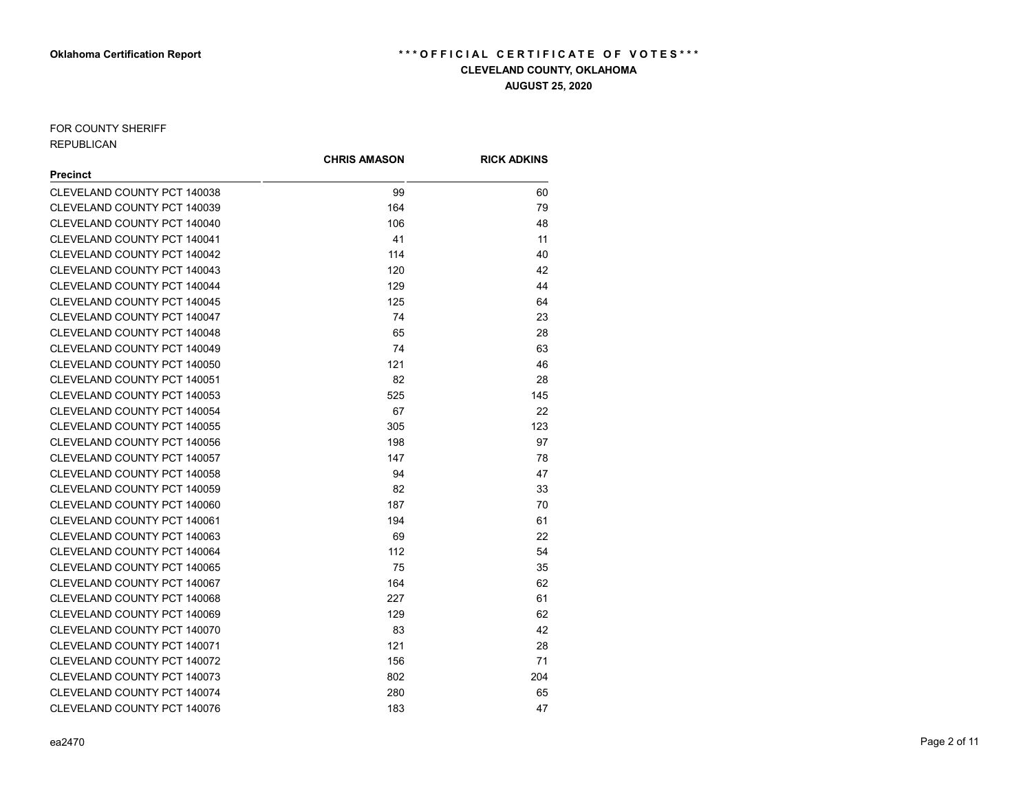Oklahoma Certification Report

*** OFFICIAL CERTIFICATE OF VOTES ***

**CLEVELAND COUNTY, OKLAHOMA**

**AUGUST 25, 2020**

FOR COUNTY SHERIFF

REPUBLICAN

| Precinct | CHRIS AMASON | RICK ADKINS |
|---|---|---|
| CLEVELAND COUNTY PCT 140038 | 99 | 60 |
| CLEVELAND COUNTY PCT 140039 | 164 | 79 |
| CLEVELAND COUNTY PCT 140040 | 106 | 48 |
| CLEVELAND COUNTY PCT 140041 | 41 | 11 |
| CLEVELAND COUNTY PCT 140042 | 114 | 40 |
| CLEVELAND COUNTY PCT 140043 | 120 | 42 |
| CLEVELAND COUNTY PCT 140044 | 129 | 44 |
| CLEVELAND COUNTY PCT 140045 | 125 | 64 |
| CLEVELAND COUNTY PCT 140047 | 74 | 23 |
| CLEVELAND COUNTY PCT 140048 | 65 | 28 |
| CLEVELAND COUNTY PCT 140049 | 74 | 63 |
| CLEVELAND COUNTY PCT 140050 | 121 | 46 |
| CLEVELAND COUNTY PCT 140051 | 82 | 28 |
| CLEVELAND COUNTY PCT 140053 | 525 | 145 |
| CLEVELAND COUNTY PCT 140054 | 67 | 22 |
| CLEVELAND COUNTY PCT 140055 | 305 | 123 |
| CLEVELAND COUNTY PCT 140056 | 198 | 97 |
| CLEVELAND COUNTY PCT 140057 | 147 | 78 |
| CLEVELAND COUNTY PCT 140058 | 94 | 47 |
| CLEVELAND COUNTY PCT 140059 | 82 | 33 |
| CLEVELAND COUNTY PCT 140060 | 187 | 70 |
| CLEVELAND COUNTY PCT 140061 | 194 | 61 |
| CLEVELAND COUNTY PCT 140063 | 69 | 22 |
| CLEVELAND COUNTY PCT 140064 | 112 | 54 |
| CLEVELAND COUNTY PCT 140065 | 75 | 35 |
| CLEVELAND COUNTY PCT 140067 | 164 | 62 |
| CLEVELAND COUNTY PCT 140068 | 227 | 61 |
| CLEVELAND COUNTY PCT 140069 | 129 | 62 |
| CLEVELAND COUNTY PCT 140070 | 83 | 42 |
| CLEVELAND COUNTY PCT 140071 | 121 | 28 |
| CLEVELAND COUNTY PCT 140072 | 156 | 71 |
| CLEVELAND COUNTY PCT 140073 | 802 | 204 |
| CLEVELAND COUNTY PCT 140074 | 280 | 65 |
| CLEVELAND COUNTY PCT 140076 | 183 | 47 |

ea2470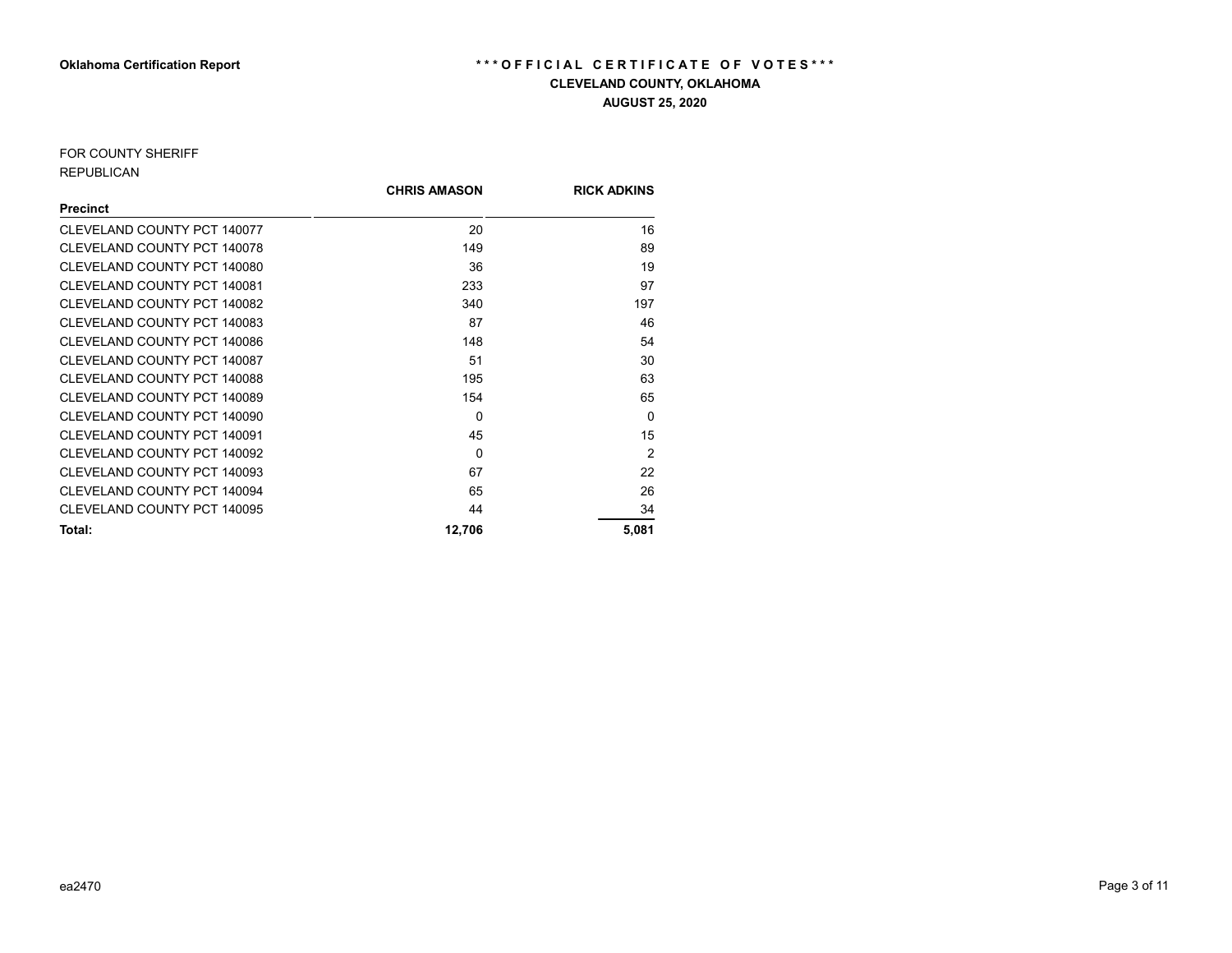**Oklahoma Certification Report**

**\*\*\*OFFICIAL CERTIFICATE OF VOTES\*\*\***

**CLEVELAND COUNTY, OKLAHOMA**

**AUGUST 25, 2020**

FOR COUNTY SHERIFF

REPUBLICAN

| Precinct | CHRIS AMASON | RICK ADKINS |
|---|---|---|
| CLEVELAND COUNTY PCT 140077 | 20 | 16 |
| CLEVELAND COUNTY PCT 140078 | 149 | 89 |
| CLEVELAND COUNTY PCT 140080 | 36 | 19 |
| CLEVELAND COUNTY PCT 140081 | 233 | 97 |
| CLEVELAND COUNTY PCT 140082 | 340 | 197 |
| CLEVELAND COUNTY PCT 140083 | 87 | 46 |
| CLEVELAND COUNTY PCT 140086 | 148 | 54 |
| CLEVELAND COUNTY PCT 140087 | 51 | 30 |
| CLEVELAND COUNTY PCT 140088 | 195 | 63 |
| CLEVELAND COUNTY PCT 140089 | 154 | 65 |
| CLEVELAND COUNTY PCT 140090 | 0 | 0 |
| CLEVELAND COUNTY PCT 140091 | 45 | 15 |
| CLEVELAND COUNTY PCT 140092 | 0 | 2 |
| CLEVELAND COUNTY PCT 140093 | 67 | 22 |
| CLEVELAND COUNTY PCT 140094 | 65 | 26 |
| CLEVELAND COUNTY PCT 140095 | 44 | 34 |
| **Total:** | **12,706** | **5,081** |

ea2470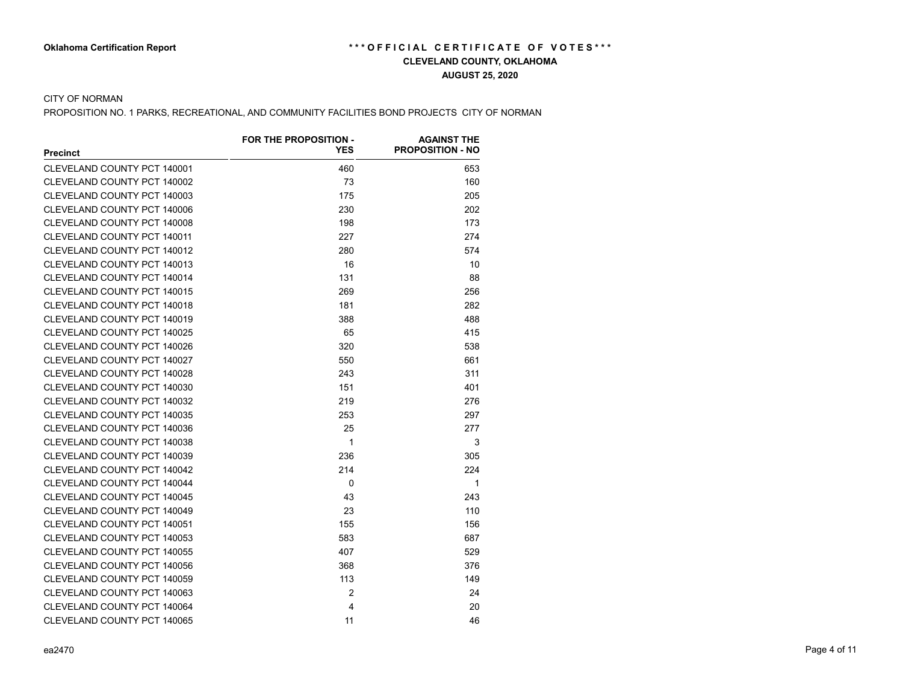**Oklahoma Certification Report**

**\*\*\*OFFICIAL CERTIFICATE OF VOTES\*\*\***

**CLEVELAND COUNTY, OKLAHOMA**

**AUGUST 25, 2020**

CITY OF NORMAN

PROPOSITION NO. 1 PARKS, RECREATIONAL, AND COMMUNITY FACILITIES BOND PROJECTS CITY OF NORMAN

| Precinct | FOR THE PROPOSITION - YES | AGAINST THE PROPOSITION - NO |
|---|---|---|
| CLEVELAND COUNTY PCT 140001 | 460 | 653 |
| CLEVELAND COUNTY PCT 140002 | 73 | 160 |
| CLEVELAND COUNTY PCT 140003 | 175 | 205 |
| CLEVELAND COUNTY PCT 140006 | 230 | 202 |
| CLEVELAND COUNTY PCT 140008 | 198 | 173 |
| CLEVELAND COUNTY PCT 140011 | 227 | 274 |
| CLEVELAND COUNTY PCT 140012 | 280 | 574 |
| CLEVELAND COUNTY PCT 140013 | 16 | 10 |
| CLEVELAND COUNTY PCT 140014 | 131 | 88 |
| CLEVELAND COUNTY PCT 140015 | 269 | 256 |
| CLEVELAND COUNTY PCT 140018 | 181 | 282 |
| CLEVELAND COUNTY PCT 140019 | 388 | 488 |
| CLEVELAND COUNTY PCT 140025 | 65 | 415 |
| CLEVELAND COUNTY PCT 140026 | 320 | 538 |
| CLEVELAND COUNTY PCT 140027 | 550 | 661 |
| CLEVELAND COUNTY PCT 140028 | 243 | 311 |
| CLEVELAND COUNTY PCT 140030 | 151 | 401 |
| CLEVELAND COUNTY PCT 140032 | 219 | 276 |
| CLEVELAND COUNTY PCT 140035 | 253 | 297 |
| CLEVELAND COUNTY PCT 140036 | 25 | 277 |
| CLEVELAND COUNTY PCT 140038 | 1 | 3 |
| CLEVELAND COUNTY PCT 140039 | 236 | 305 |
| CLEVELAND COUNTY PCT 140042 | 214 | 224 |
| CLEVELAND COUNTY PCT 140044 | 0 | 1 |
| CLEVELAND COUNTY PCT 140045 | 43 | 243 |
| CLEVELAND COUNTY PCT 140049 | 23 | 110 |
| CLEVELAND COUNTY PCT 140051 | 155 | 156 |
| CLEVELAND COUNTY PCT 140053 | 583 | 687 |
| CLEVELAND COUNTY PCT 140055 | 407 | 529 |
| CLEVELAND COUNTY PCT 140056 | 368 | 376 |
| CLEVELAND COUNTY PCT 140059 | 113 | 149 |
| CLEVELAND COUNTY PCT 140063 | 2 | 24 |
| CLEVELAND COUNTY PCT 140064 | 4 | 20 |
| CLEVELAND COUNTY PCT 140065 | 11 | 46 |

ea2470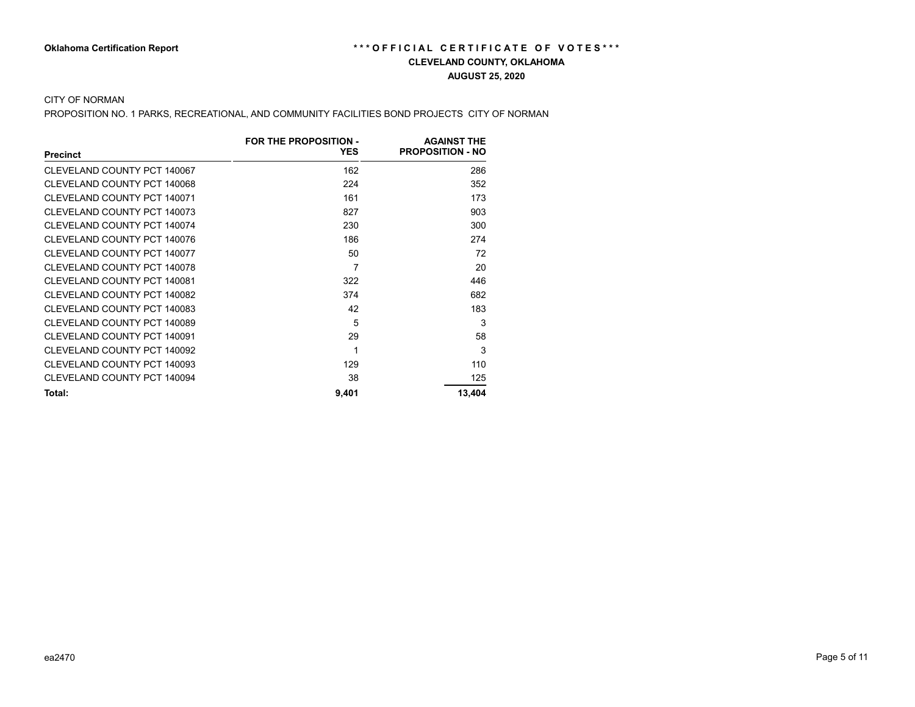**Oklahoma Certification Report**

**\*\*\* O F F I C I A L C E R T I F I C A T E O F V O T E S \*\*\***

**CLEVELAND COUNTY, OKLAHOMA**

**AUGUST 25, 2020**

CITY OF NORMAN

PROPOSITION NO. 1 PARKS, RECREATIONAL, AND COMMUNITY FACILITIES BOND PROJECTS CITY OF NORMAN

| Precinct | FOR THE PROPOSITION - YES | AGAINST THE PROPOSITION - NO |
|---|---|---|
| CLEVELAND COUNTY PCT 140067 | 162 | 286 |
| CLEVELAND COUNTY PCT 140068 | 224 | 352 |
| CLEVELAND COUNTY PCT 140071 | 161 | 173 |
| CLEVELAND COUNTY PCT 140073 | 827 | 903 |
| CLEVELAND COUNTY PCT 140074 | 230 | 300 |
| CLEVELAND COUNTY PCT 140076 | 186 | 274 |
| CLEVELAND COUNTY PCT 140077 | 50 | 72 |
| CLEVELAND COUNTY PCT 140078 | 7 | 20 |
| CLEVELAND COUNTY PCT 140081 | 322 | 446 |
| CLEVELAND COUNTY PCT 140082 | 374 | 682 |
| CLEVELAND COUNTY PCT 140083 | 42 | 183 |
| CLEVELAND COUNTY PCT 140089 | 5 | 3 |
| CLEVELAND COUNTY PCT 140091 | 29 | 58 |
| CLEVELAND COUNTY PCT 140092 | 1 | 3 |
| CLEVELAND COUNTY PCT 140093 | 129 | 110 |
| CLEVELAND COUNTY PCT 140094 | 38 | 125 |
| **Total:** | **9,401** | **13,404** |

ea2470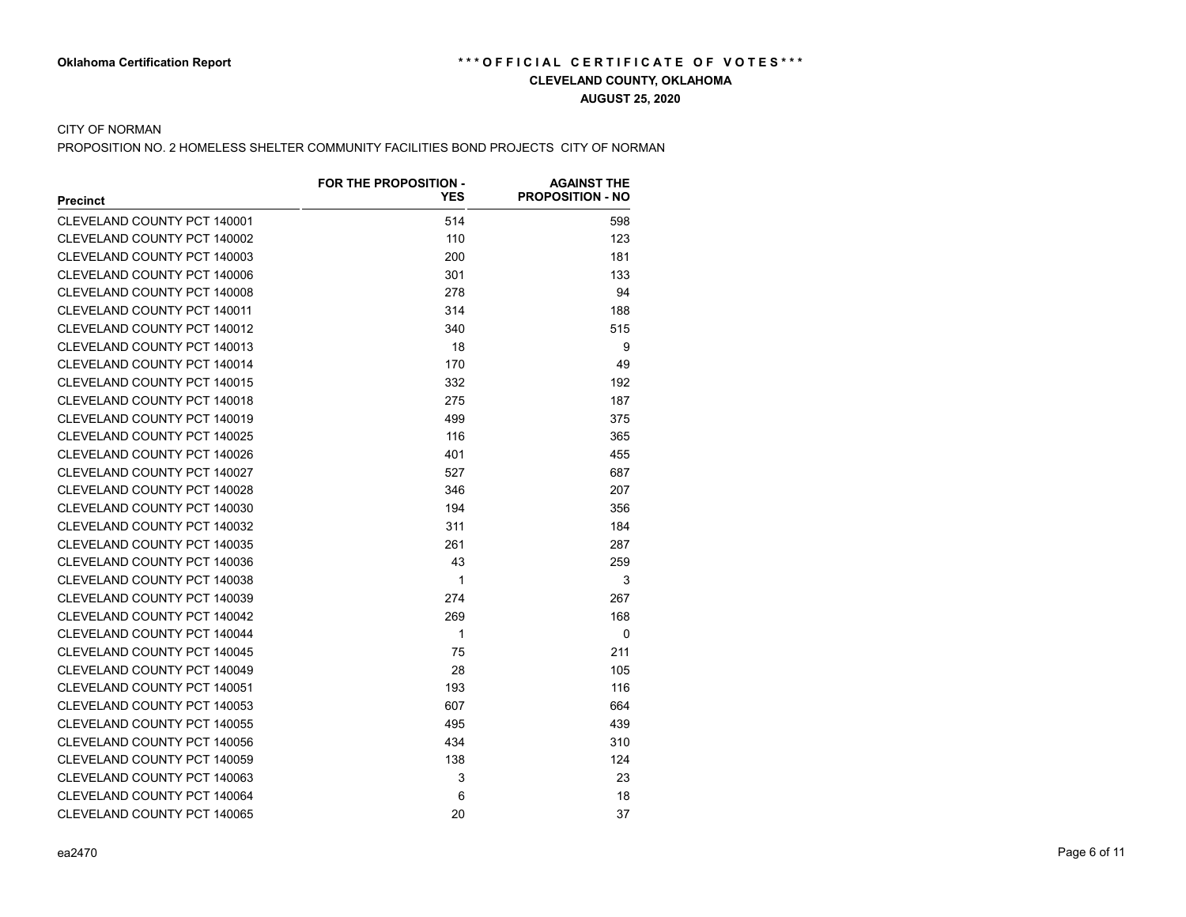**Oklahoma Certification Report**

**\*\*\*OFFICIAL CERTIFICATE OF VOTES\*\*\***

**CLEVELAND COUNTY, OKLAHOMA**

**AUGUST 25, 2020**

CITY OF NORMAN

PROPOSITION NO. 2 HOMELESS SHELTER COMMUNITY FACILITIES BOND PROJECTS CITY OF NORMAN

| Precinct | FOR THE PROPOSITION - YES | AGAINST THE PROPOSITION - NO |
|---|---|---|
| CLEVELAND COUNTY PCT 140001 | 514 | 598 |
| CLEVELAND COUNTY PCT 140002 | 110 | 123 |
| CLEVELAND COUNTY PCT 140003 | 200 | 181 |
| CLEVELAND COUNTY PCT 140006 | 301 | 133 |
| CLEVELAND COUNTY PCT 140008 | 278 | 94 |
| CLEVELAND COUNTY PCT 140011 | 314 | 188 |
| CLEVELAND COUNTY PCT 140012 | 340 | 515 |
| CLEVELAND COUNTY PCT 140013 | 18 | 9 |
| CLEVELAND COUNTY PCT 140014 | 170 | 49 |
| CLEVELAND COUNTY PCT 140015 | 332 | 192 |
| CLEVELAND COUNTY PCT 140018 | 275 | 187 |
| CLEVELAND COUNTY PCT 140019 | 499 | 375 |
| CLEVELAND COUNTY PCT 140025 | 116 | 365 |
| CLEVELAND COUNTY PCT 140026 | 401 | 455 |
| CLEVELAND COUNTY PCT 140027 | 527 | 687 |
| CLEVELAND COUNTY PCT 140028 | 346 | 207 |
| CLEVELAND COUNTY PCT 140030 | 194 | 356 |
| CLEVELAND COUNTY PCT 140032 | 311 | 184 |
| CLEVELAND COUNTY PCT 140035 | 261 | 287 |
| CLEVELAND COUNTY PCT 140036 | 43 | 259 |
| CLEVELAND COUNTY PCT 140038 | 1 | 3 |
| CLEVELAND COUNTY PCT 140039 | 274 | 267 |
| CLEVELAND COUNTY PCT 140042 | 269 | 168 |
| CLEVELAND COUNTY PCT 140044 | 1 | 0 |
| CLEVELAND COUNTY PCT 140045 | 75 | 211 |
| CLEVELAND COUNTY PCT 140049 | 28 | 105 |
| CLEVELAND COUNTY PCT 140051 | 193 | 116 |
| CLEVELAND COUNTY PCT 140053 | 607 | 664 |
| CLEVELAND COUNTY PCT 140055 | 495 | 439 |
| CLEVELAND COUNTY PCT 140056 | 434 | 310 |
| CLEVELAND COUNTY PCT 140059 | 138 | 124 |
| CLEVELAND COUNTY PCT 140063 | 3 | 23 |
| CLEVELAND COUNTY PCT 140064 | 6 | 18 |
| CLEVELAND COUNTY PCT 140065 | 20 | 37 |

ea2470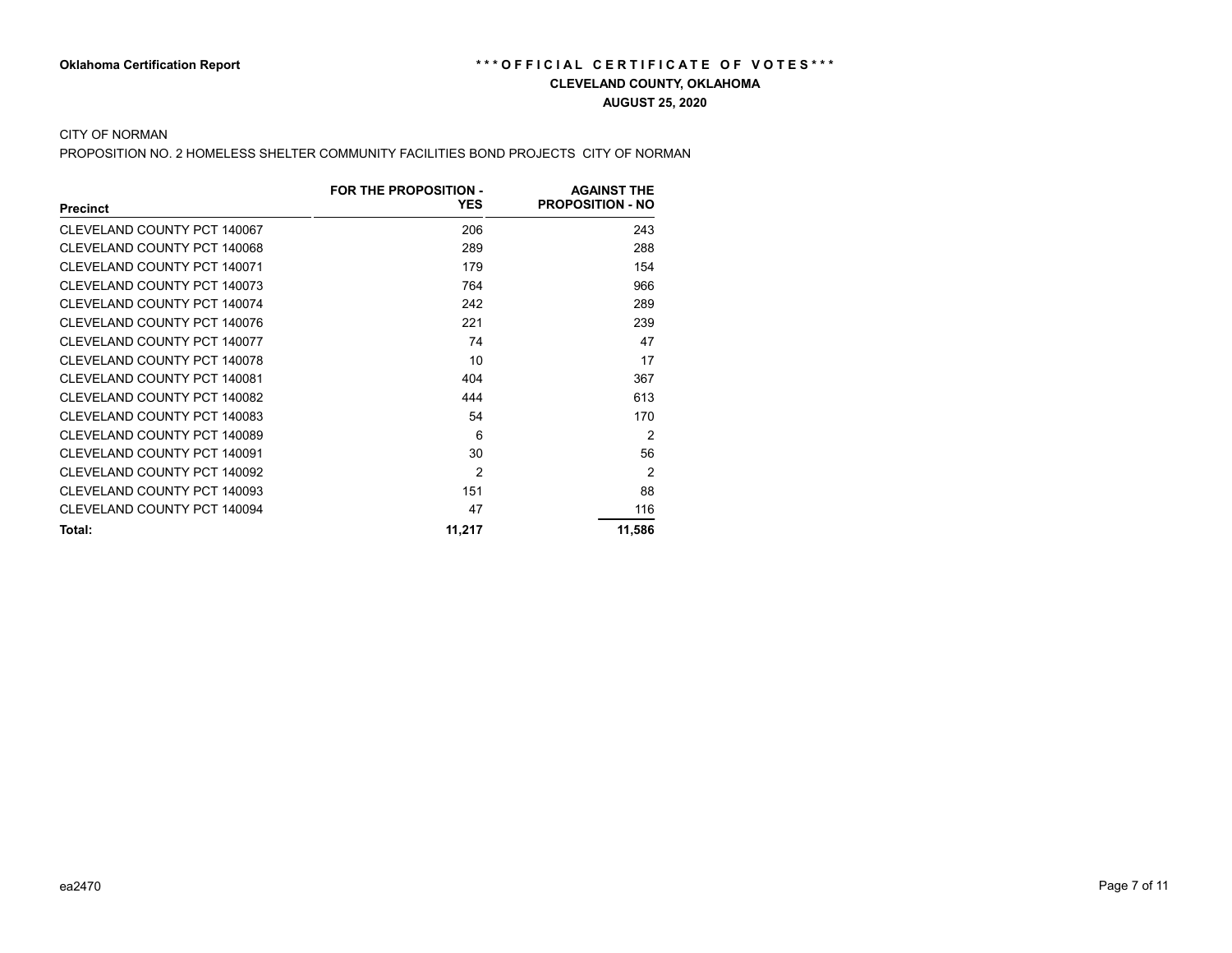**Oklahoma Certification Report**

**\*\*\*OFFICIAL CERTIFICATE OF VOTES\*\*\***

**CLEVELAND COUNTY, OKLAHOMA**

**AUGUST 25, 2020**

CITY OF NORMAN

PROPOSITION NO. 2 HOMELESS SHELTER COMMUNITY FACILITIES BOND PROJECTS CITY OF NORMAN

| Precinct | FOR THE PROPOSITION - YES | AGAINST THE PROPOSITION - NO |
|---|---|---|
| CLEVELAND COUNTY PCT 140067 | 206 | 243 |
| CLEVELAND COUNTY PCT 140068 | 289 | 288 |
| CLEVELAND COUNTY PCT 140071 | 179 | 154 |
| CLEVELAND COUNTY PCT 140073 | 764 | 966 |
| CLEVELAND COUNTY PCT 140074 | 242 | 289 |
| CLEVELAND COUNTY PCT 140076 | 221 | 239 |
| CLEVELAND COUNTY PCT 140077 | 74 | 47 |
| CLEVELAND COUNTY PCT 140078 | 10 | 17 |
| CLEVELAND COUNTY PCT 140081 | 404 | 367 |
| CLEVELAND COUNTY PCT 140082 | 444 | 613 |
| CLEVELAND COUNTY PCT 140083 | 54 | 170 |
| CLEVELAND COUNTY PCT 140089 | 6 | 2 |
| CLEVELAND COUNTY PCT 140091 | 30 | 56 |
| CLEVELAND COUNTY PCT 140092 | 2 | 2 |
| CLEVELAND COUNTY PCT 140093 | 151 | 88 |
| CLEVELAND COUNTY PCT 140094 | 47 | 116 |
| **Total:** | **11,217** | **11,586** |

ea2470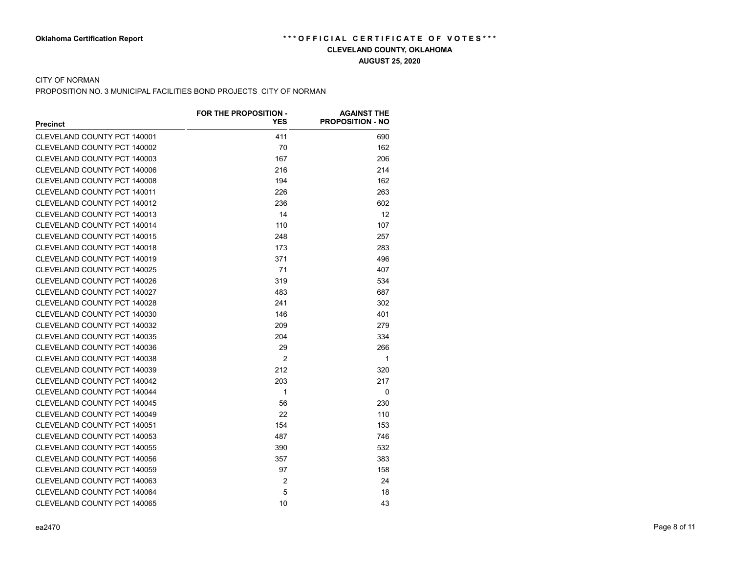**Oklahoma Certification Report**

**\*\*\*OFFICIAL CERTIFICATE OF VOTES\*\*\***

**CLEVELAND COUNTY, OKLAHOMA**

**AUGUST 25, 2020**

CITY OF NORMAN

PROPOSITION NO. 3 MUNICIPAL FACILITIES BOND PROJECTS CITY OF NORMAN

| Precinct | FOR THE PROPOSITION - YES | AGAINST THE PROPOSITION - NO |
|---|---|---|
| CLEVELAND COUNTY PCT 140001 | 411 | 690 |
| CLEVELAND COUNTY PCT 140002 | 70 | 162 |
| CLEVELAND COUNTY PCT 140003 | 167 | 206 |
| CLEVELAND COUNTY PCT 140006 | 216 | 214 |
| CLEVELAND COUNTY PCT 140008 | 194 | 162 |
| CLEVELAND COUNTY PCT 140011 | 226 | 263 |
| CLEVELAND COUNTY PCT 140012 | 236 | 602 |
| CLEVELAND COUNTY PCT 140013 | 14 | 12 |
| CLEVELAND COUNTY PCT 140014 | 110 | 107 |
| CLEVELAND COUNTY PCT 140015 | 248 | 257 |
| CLEVELAND COUNTY PCT 140018 | 173 | 283 |
| CLEVELAND COUNTY PCT 140019 | 371 | 496 |
| CLEVELAND COUNTY PCT 140025 | 71 | 407 |
| CLEVELAND COUNTY PCT 140026 | 319 | 534 |
| CLEVELAND COUNTY PCT 140027 | 483 | 687 |
| CLEVELAND COUNTY PCT 140028 | 241 | 302 |
| CLEVELAND COUNTY PCT 140030 | 146 | 401 |
| CLEVELAND COUNTY PCT 140032 | 209 | 279 |
| CLEVELAND COUNTY PCT 140035 | 204 | 334 |
| CLEVELAND COUNTY PCT 140036 | 29 | 266 |
| CLEVELAND COUNTY PCT 140038 | 2 | 1 |
| CLEVELAND COUNTY PCT 140039 | 212 | 320 |
| CLEVELAND COUNTY PCT 140042 | 203 | 217 |
| CLEVELAND COUNTY PCT 140044 | 1 | 0 |
| CLEVELAND COUNTY PCT 140045 | 56 | 230 |
| CLEVELAND COUNTY PCT 140049 | 22 | 110 |
| CLEVELAND COUNTY PCT 140051 | 154 | 153 |
| CLEVELAND COUNTY PCT 140053 | 487 | 746 |
| CLEVELAND COUNTY PCT 140055 | 390 | 532 |
| CLEVELAND COUNTY PCT 140056 | 357 | 383 |
| CLEVELAND COUNTY PCT 140059 | 97 | 158 |
| CLEVELAND COUNTY PCT 140063 | 2 | 24 |
| CLEVELAND COUNTY PCT 140064 | 5 | 18 |
| CLEVELAND COUNTY PCT 140065 | 10 | 43 |

ea2470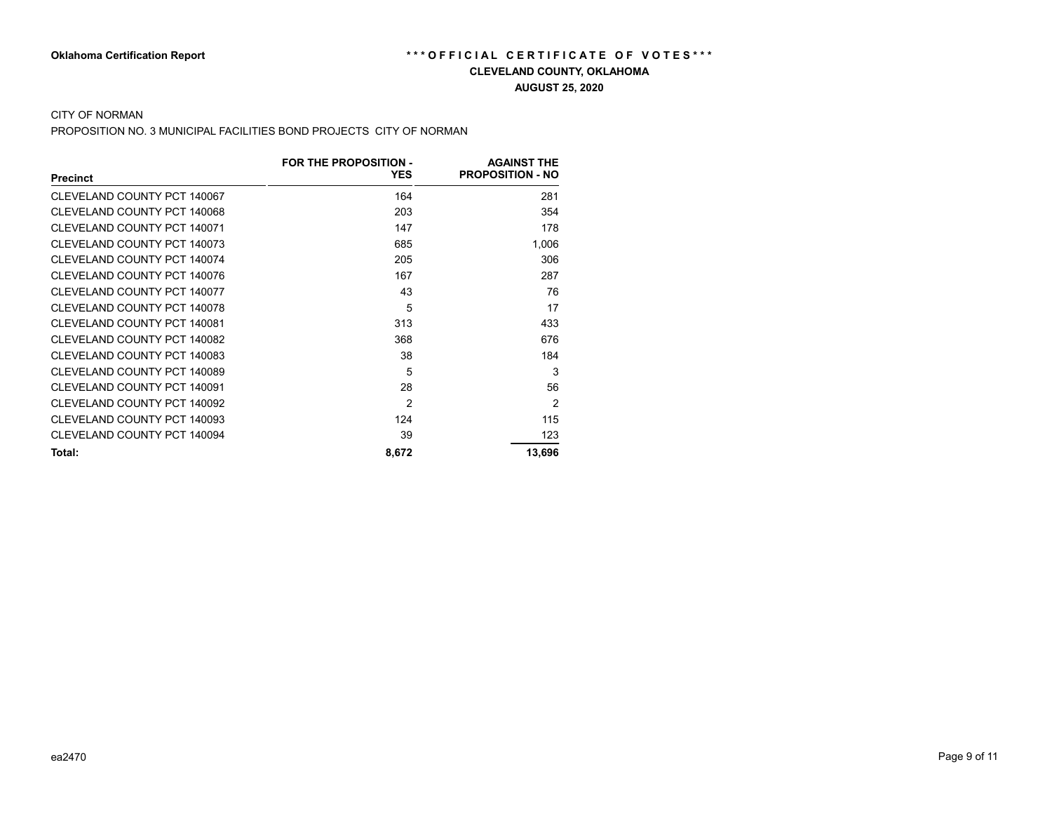**Oklahoma Certification Report**

# \* \* \* O F F I C I A L C E R T I F I C A T E O F V O T E S \* \* \*

## CLEVELAND COUNTY, OKLAHOMA

## AUGUST 25, 2020

CITY OF NORMAN

PROPOSITION NO. 3 MUNICIPAL FACILITIES BOND PROJECTS CITY OF NORMAN

| Precinct | FOR THE PROPOSITION - YES | AGAINST THE PROPOSITION - NO |
|---|---|---|
| CLEVELAND COUNTY PCT 140067 | 164 | 281 |
| CLEVELAND COUNTY PCT 140068 | 203 | 354 |
| CLEVELAND COUNTY PCT 140071 | 147 | 178 |
| CLEVELAND COUNTY PCT 140073 | 685 | 1,006 |
| CLEVELAND COUNTY PCT 140074 | 205 | 306 |
| CLEVELAND COUNTY PCT 140076 | 167 | 287 |
| CLEVELAND COUNTY PCT 140077 | 43 | 76 |
| CLEVELAND COUNTY PCT 140078 | 5 | 17 |
| CLEVELAND COUNTY PCT 140081 | 313 | 433 |
| CLEVELAND COUNTY PCT 140082 | 368 | 676 |
| CLEVELAND COUNTY PCT 140083 | 38 | 184 |
| CLEVELAND COUNTY PCT 140089 | 5 | 3 |
| CLEVELAND COUNTY PCT 140091 | 28 | 56 |
| CLEVELAND COUNTY PCT 140092 | 2 | 2 |
| CLEVELAND COUNTY PCT 140093 | 124 | 115 |
| CLEVELAND COUNTY PCT 140094 | 39 | 123 |
| **Total:** | **8,672** | **13,696** |

ea2470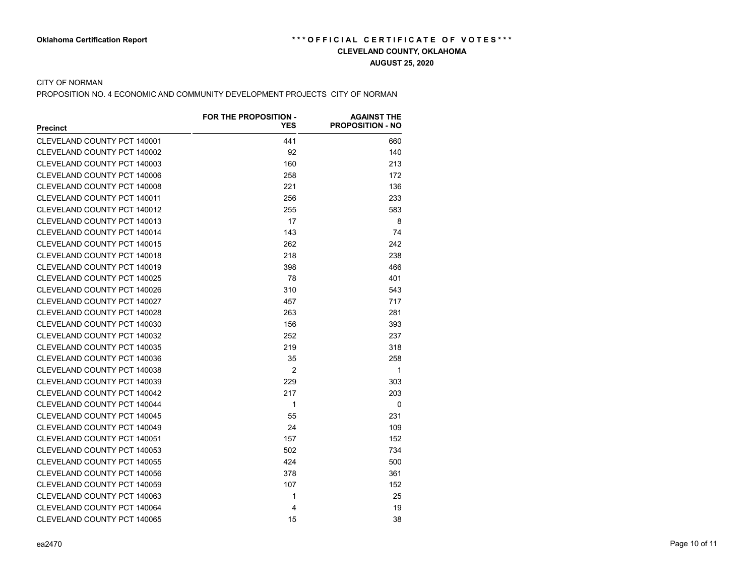**Oklahoma Certification Report**

**\*\*\*OFFICIAL CERTIFICATE OF VOTES\*\*\***

**CLEVELAND COUNTY, OKLAHOMA**

**AUGUST 25, 2020**

CITY OF NORMAN

PROPOSITION NO. 4 ECONOMIC AND COMMUNITY DEVELOPMENT PROJECTS CITY OF NORMAN

| Precinct | FOR THE PROPOSITION - YES | AGAINST THE PROPOSITION - NO |
|---|---|---|
| CLEVELAND COUNTY PCT 140001 | 441 | 660 |
| CLEVELAND COUNTY PCT 140002 | 92 | 140 |
| CLEVELAND COUNTY PCT 140003 | 160 | 213 |
| CLEVELAND COUNTY PCT 140006 | 258 | 172 |
| CLEVELAND COUNTY PCT 140008 | 221 | 136 |
| CLEVELAND COUNTY PCT 140011 | 256 | 233 |
| CLEVELAND COUNTY PCT 140012 | 255 | 583 |
| CLEVELAND COUNTY PCT 140013 | 17 | 8 |
| CLEVELAND COUNTY PCT 140014 | 143 | 74 |
| CLEVELAND COUNTY PCT 140015 | 262 | 242 |
| CLEVELAND COUNTY PCT 140018 | 218 | 238 |
| CLEVELAND COUNTY PCT 140019 | 398 | 466 |
| CLEVELAND COUNTY PCT 140025 | 78 | 401 |
| CLEVELAND COUNTY PCT 140026 | 310 | 543 |
| CLEVELAND COUNTY PCT 140027 | 457 | 717 |
| CLEVELAND COUNTY PCT 140028 | 263 | 281 |
| CLEVELAND COUNTY PCT 140030 | 156 | 393 |
| CLEVELAND COUNTY PCT 140032 | 252 | 237 |
| CLEVELAND COUNTY PCT 140035 | 219 | 318 |
| CLEVELAND COUNTY PCT 140036 | 35 | 258 |
| CLEVELAND COUNTY PCT 140038 | 2 | 1 |
| CLEVELAND COUNTY PCT 140039 | 229 | 303 |
| CLEVELAND COUNTY PCT 140042 | 217 | 203 |
| CLEVELAND COUNTY PCT 140044 | 1 | 0 |
| CLEVELAND COUNTY PCT 140045 | 55 | 231 |
| CLEVELAND COUNTY PCT 140049 | 24 | 109 |
| CLEVELAND COUNTY PCT 140051 | 157 | 152 |
| CLEVELAND COUNTY PCT 140053 | 502 | 734 |
| CLEVELAND COUNTY PCT 140055 | 424 | 500 |
| CLEVELAND COUNTY PCT 140056 | 378 | 361 |
| CLEVELAND COUNTY PCT 140059 | 107 | 152 |
| CLEVELAND COUNTY PCT 140063 | 1 | 25 |
| CLEVELAND COUNTY PCT 140064 | 4 | 19 |
| CLEVELAND COUNTY PCT 140065 | 15 | 38 |

ea2470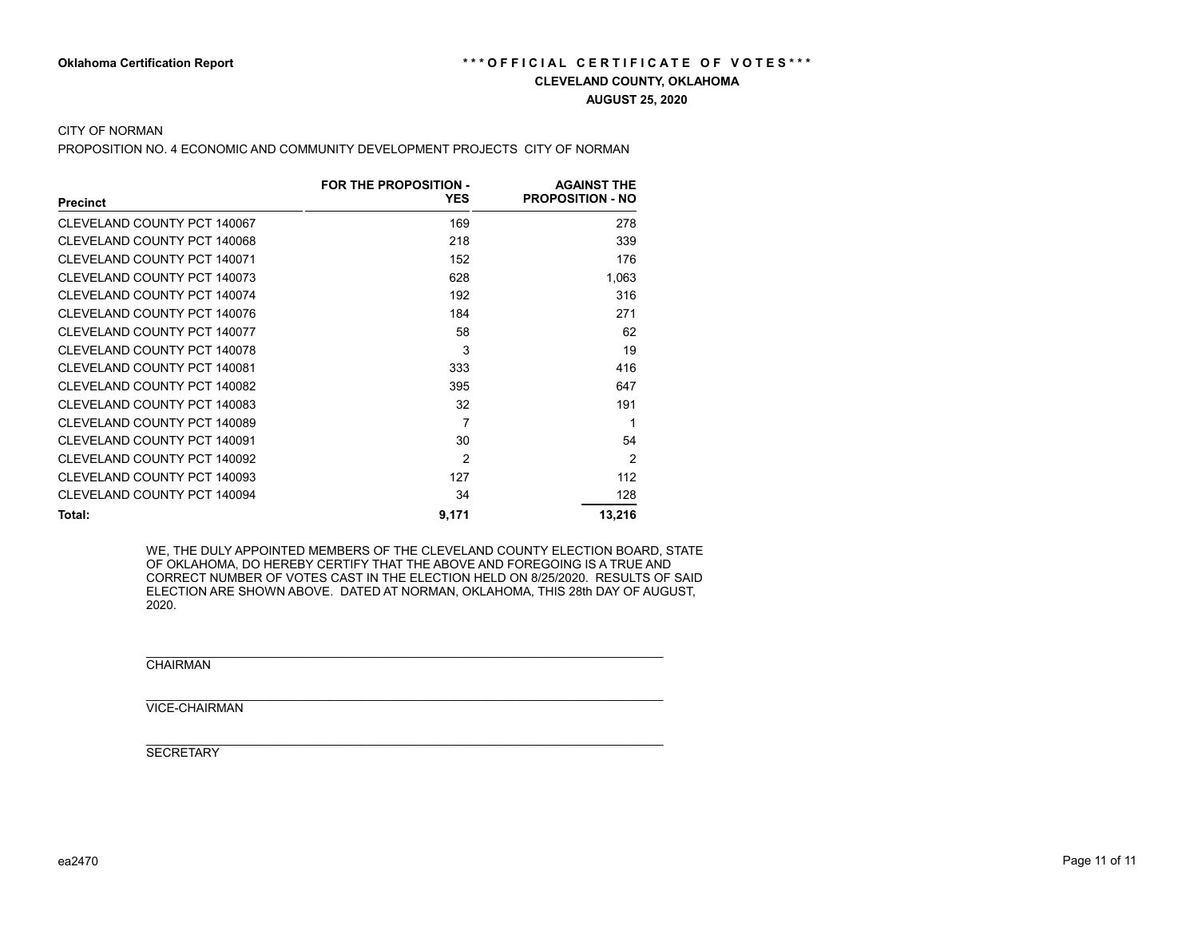**Oklahoma Certification Report**

**\*\*\* O F F I C I A L C E R T I F I C A T E O F V O T E S \*\*\***

**CLEVELAND COUNTY, OKLAHOMA**

**AUGUST 25, 2020**

CITY OF NORMAN

PROPOSITION NO. 4 ECONOMIC AND COMMUNITY DEVELOPMENT PROJECTS CITY OF NORMAN

| Precinct | FOR THE PROPOSITION - YES | AGAINST THE PROPOSITION - NO |
|---|---|---|
| CLEVELAND COUNTY PCT 140067 | 169 | 278 |
| CLEVELAND COUNTY PCT 140068 | 218 | 339 |
| CLEVELAND COUNTY PCT 140071 | 152 | 176 |
| CLEVELAND COUNTY PCT 140073 | 628 | 1,063 |
| CLEVELAND COUNTY PCT 140074 | 192 | 316 |
| CLEVELAND COUNTY PCT 140076 | 184 | 271 |
| CLEVELAND COUNTY PCT 140077 | 58 | 62 |
| CLEVELAND COUNTY PCT 140078 | 3 | 19 |
| CLEVELAND COUNTY PCT 140081 | 333 | 416 |
| CLEVELAND COUNTY PCT 140082 | 395 | 647 |
| CLEVELAND COUNTY PCT 140083 | 32 | 191 |
| CLEVELAND COUNTY PCT 140089 | 7 | 1 |
| CLEVELAND COUNTY PCT 140091 | 30 | 54 |
| CLEVELAND COUNTY PCT 140092 | 2 | 2 |
| CLEVELAND COUNTY PCT 140093 | 127 | 112 |
| CLEVELAND COUNTY PCT 140094 | 34 | 128 |
| **Total:** | **9,171** | **13,216** |

WE, THE DULY APPOINTED MEMBERS OF THE CLEVELAND COUNTY ELECTION BOARD, STATE OF OKLAHOMA, DO HEREBY CERTIFY THAT THE ABOVE AND FOREGOING IS A TRUE AND CORRECT NUMBER OF VOTES CAST IN THE ELECTION HELD ON 8/25/2020. RESULTS OF SAID ELECTION ARE SHOWN ABOVE. DATED AT NORMAN, OKLAHOMA, THIS 28th DAY OF AUGUST, 2020.

\_\_\_\_\_\_\_\_\_\_\_\_\_\_\_\_\_\_\_\_\_\_\_\_\_\_\_\_\_\_\_\_\_\_\_\_\_\_\_\_

CHAIRMAN

\_\_\_\_\_\_\_\_\_\_\_\_\_\_\_\_\_\_\_\_\_\_\_\_\_\_\_\_\_\_\_\_\_\_\_\_\_\_\_\_

VICE-CHAIRMAN

\_\_\_\_\_\_\_\_\_\_\_\_\_\_\_\_\_\_\_\_\_\_\_\_\_\_\_\_\_\_\_\_\_\_\_\_\_\_\_\_

SECRETARY

ea2470